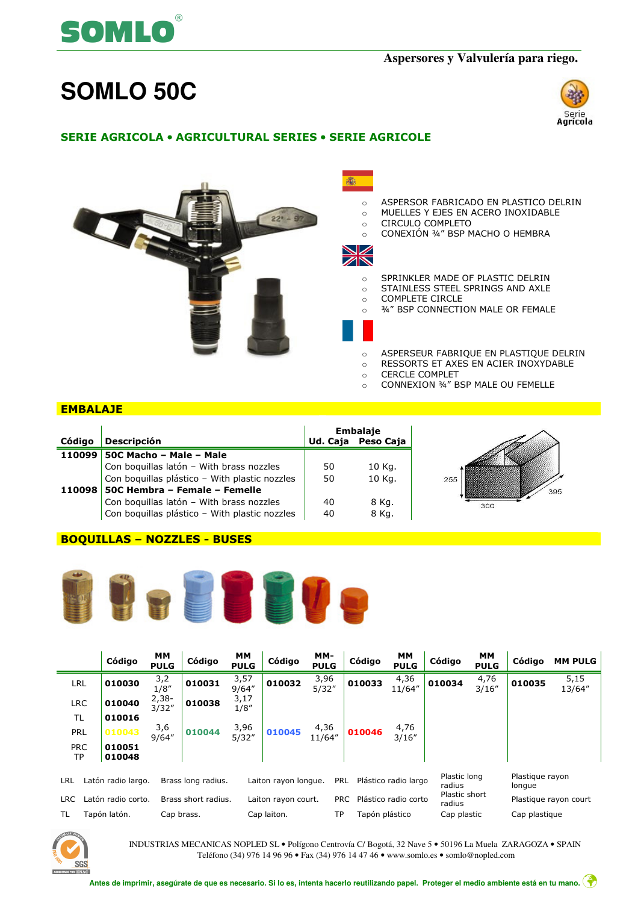**SOMLO**®

Aspersores y Valvulería para riego.

# SOMLO 50C

Serie Agrícola

## SERIE AGRICOLA • AGRICULTURAL SERIES • SERIE AGRICOLE

- ASPERSOR FABRICADO EN PLASTICO DELRIN
- MUELLES Y EJES EN ACERO INOXIDABLE
- CIRCULO COMPLETO
- CONEXIÓN ¾" BSP MACHO O HEMBRA

- SPRINKLER MADE OF PLASTIC DELRIN
- STAINLESS STEEL SPRINGS AND AXLE
- COMPLETE CIRCLE
- ¾" BSP CONNECTION MALE OR FEMALE

- ASPERSEUR FABRIQUE EN PLASTIQUE DELRIN
- RESSORTS ET AXES EN ACIER INOXYDABLE
- CERCLE COMPLET
- CONNEXION ¾" BSP MALE OU FEMELLE

## EMBALAJE

| Código | Descripción | Embalaje Ud. Caja | Embalaje Peso Caja |
|---|---|---|---|
| 110099 | **50C Macho – Male – Male** | | |
| | Con boquillas latón – With brass nozzles | 50 | 10 Kg. |
| | Con boquillas plástico – With plastic nozzles | 50 | 10 Kg. |
| 110098 | **50C Hembra – Female – Femelle** | | |
| | Con boquillas latón – With brass nozzles | 40 | 8 Kg. |
| | Con boquillas plástico – With plastic nozzles | 40 | 8 Kg. |

255 / 300 / 385

## BOQUILLAS – NOZZLES - BUSES

| | Código | MM PULG | Código | MM PULG | Código | MM-PULG | Código | MM PULG | Código | MM PULG | Código | MM PULG |
|---|---|---|---|---|---|---|---|---|---|---|---|---|
| LRL | 010030 | 3,2 1/8" | 010031 | 3,57 9/64" | 010032 | 3,96 5/32" | 010033 | 4,36 11/64" | 010034 | 4,76 3/16" | 010035 | 5,15 13/64" |
| LRC | 010040 | 2,38- 3/32" | 010038 | 3,17 1/8" | | | | | | | | |
| TL | 010016 | | | | | | | | | | | |
| PRL | 010043 | 3,6 9/64" | 010044 | 3,96 5/32" | 010045 | 4,36 11/64" | 010046 | 4,76 3/16" | | | | |
| PRC | 010051 | | | | | | | | | | | |
| TP | 010048 | | | | | | | | | | | |

| | | | | | | | |
|---|---|---|---|---|---|---|---|
| LRL | Latón radio largo. | Brass long radius. | Laiton rayon longue. | PRL | Plástico radio largo | Plastic long radius | Plastique rayon longue |
| LRC | Latón radio corto. | Brass short radius. | Laiton rayon court. | PRC | Plástico radio corto | Plastic short radius | Plastique rayon court |
| TL | Tapón latón. | Cap brass. | Cap laiton. | TP | Tapón plástico | Cap plastic | Cap plastique |

INDUSTRIAS MECANICAS NOPLED SL • Polígono Centrovía C/ Bogotá, 32 Nave 5 • 50196 La Muela ZARAGOZA • SPAIN
Teléfono (34) 976 14 96 96 • Fax (34) 976 14 47 46 • www.somlo.es • somlo@nopled.com

Antes de imprimir, asegúrate de que es necesario. Si lo es, intenta hacerlo reutilizando papel. Proteger el medio ambiente está en tu mano.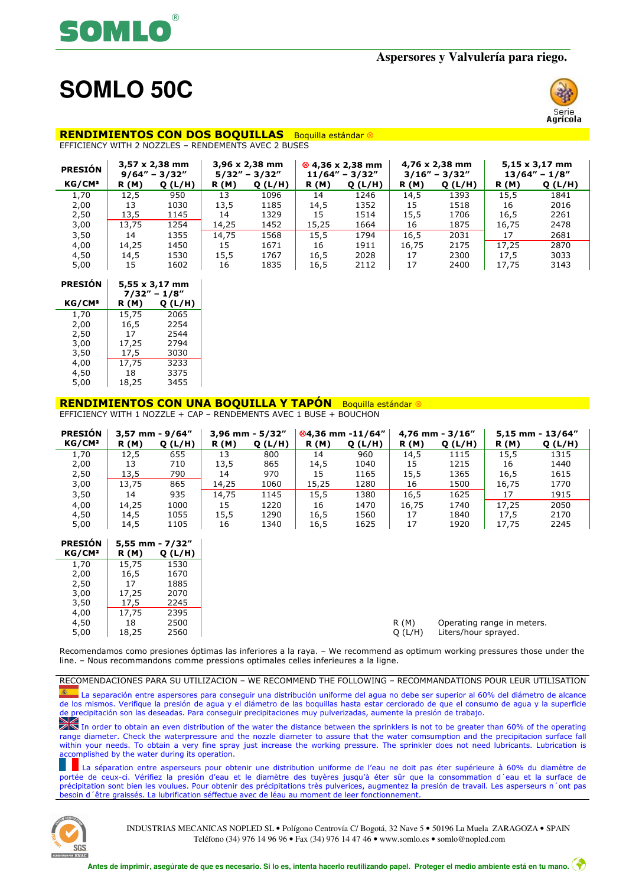**SOMLO®**

Aspersores y Valvulería para riego.

# SOMLO 50C

Serie Agrícola

## RENDIMIENTOS CON DOS BOQUILLAS
Boquilla estándar ⊗

EFFICIENCY WITH 2 NOZZLES – RENDEMENTS AVEC 2 BUSES

| PRESIÓN | 3,57 x 2,38 mm 9/64" – 3/32" | | 3,96 x 2,38 mm 5/32" – 3/32" | | ⊗ 4,36 x 2,38 mm 11/64" – 3/32" | | 4,76 x 2,38 mm 3/16" – 3/32" | | 5,15 x 3,17 mm 13/64" – 1/8" | |
|---|---|---|---|---|---|---|---|---|---|---|
| KG/CM² | R (M) | Q (L/H) | R (M) | Q (L/H) | R (M) | Q (L/H) | R (M) | Q (L/H) | R (M) | Q (L/H) |
| 1,70 | 12,5 | 950 | 13 | 1096 | 14 | 1246 | 14,5 | 1393 | 15,5 | 1841 |
| 2,00 | 13 | 1030 | 13,5 | 1185 | 14,5 | 1352 | 15 | 1518 | 16 | 2016 |
| 2,50 | 13,5 | 1145 | 14 | 1329 | 15 | 1514 | 15,5 | 1706 | 16,5 | 2261 |
| 3,00 | 13,75 | 1254 | 14,25 | 1452 | 15,25 | 1664 | 16 | 1875 | 16,75 | 2478 |
| 3,50 | 14 | 1355 | 14,75 | 1568 | 15,5 | 1794 | 16,5 | 2031 | 17 | 2681 |
| 4,00 | 14,25 | 1450 | 15 | 1671 | 16 | 1911 | 16,75 | 2175 | 17,25 | 2870 |
| 4,50 | 14,5 | 1530 | 15,5 | 1767 | 16,5 | 2028 | 17 | 2300 | 17,5 | 3033 |
| 5,00 | 15 | 1602 | 16 | 1835 | 16,5 | 2112 | 17 | 2400 | 17,75 | 3143 |

| PRESIÓN | 5,55 x 3,17 mm 7/32" – 1/8" | |
|---|---|---|
| KG/CM² | R (M) | Q (L/H) |
| 1,70 | 15,75 | 2065 |
| 2,00 | 16,5 | 2254 |
| 2,50 | 17 | 2544 |
| 3,00 | 17,25 | 2794 |
| 3,50 | 17,5 | 3030 |
| 4,00 | 17,75 | 3233 |
| 4,50 | 18 | 3375 |
| 5,00 | 18,25 | 3455 |

## RENDIMIENTOS CON UNA BOQUILLA Y TAPÓN
Boquilla estándar ⊗

EFFICIENCY WITH 1 NOZZLE + CAP – RENDEMENTS AVEC 1 BUSE + BOUCHON

| PRESIÓN | 3,57 mm - 9/64" | | 3,96 mm - 5/32" | | ⊗4,36 mm -11/64" | | 4,76 mm - 3/16" | | 5,15 mm - 13/64" | |
|---|---|---|---|---|---|---|---|---|---|---|
| KG/CM² | R (M) | Q (L/H) | R (M) | Q (L/H) | R (M) | Q (L/H) | R (M) | Q (L/H) | R (M) | Q (L/H) |
| 1,70 | 12,5 | 655 | 13 | 800 | 14 | 960 | 14,5 | 1115 | 15,5 | 1315 |
| 2,00 | 13 | 710 | 13,5 | 865 | 14,5 | 1040 | 15 | 1215 | 16 | 1440 |
| 2,50 | 13,5 | 790 | 14 | 970 | 15 | 1165 | 15,5 | 1365 | 16,5 | 1615 |
| 3,00 | 13,75 | 865 | 14,25 | 1060 | 15,25 | 1280 | 16 | 1500 | 16,75 | 1770 |
| 3,50 | 14 | 935 | 14,75 | 1145 | 15,5 | 1380 | 16,5 | 1625 | 17 | 1915 |
| 4,00 | 14,25 | 1000 | 15 | 1220 | 16 | 1470 | 16,75 | 1740 | 17,25 | 2050 |
| 4,50 | 14,5 | 1055 | 15,5 | 1290 | 16,5 | 1560 | 17 | 1840 | 17,5 | 2170 |
| 5,00 | 14,5 | 1105 | 16 | 1340 | 16,5 | 1625 | 17 | 1920 | 17,75 | 2245 |

| PRESIÓN | 5,55 mm - 7/32" | |
|---|---|---|
| KG/CM² | R (M) | Q (L/H) |
| 1,70 | 15,75 | 1530 |
| 2,00 | 16,5 | 1670 |
| 2,50 | 17 | 1885 |
| 3,00 | 17,25 | 2070 |
| 3,50 | 17,5 | 2245 |
| 4,00 | 17,75 | 2395 |
| 4,50 | 18 | 2500 |
| 5,00 | 18,25 | 2560 |

R (M) Operating range in meters.
Q (L/H) Liters/hour sprayed.

Recomendamos como presiones óptimas las inferiores a la raya. – We recommend as optimum working pressures those under the line. – Nous recommandons comme pressions optimales celles inferieures a la ligne.

RECOMENDACIONES PARA SU UTILIZACION – WE RECOMMEND THE FOLLOWING – RECOMMANDATIONS POUR LEUR UTILISATION

La separación entre aspersores para conseguir una distribución uniforme del agua no debe ser superior al 60% del diámetro de alcance de los mismos. Verifique la presión de agua y el diámetro de las boquillas hasta estar cerciorado de que el consumo de agua y la superficie de precipitación son las deseadas. Para conseguir precipitaciones muy pulverizadas, aumente la presión de trabajo.

In order to obtain an even distribution of the water the distance between the sprinklers is not to be greater than 60% of the operating range diameter. Check the waterpressure and the nozzle diameter to assure that the water comsumption and the precipitacion surface fall within your needs. To obtain a very fine spray just increase the working pressure. The sprinkler does not need lubricants. Lubrication is accomplished by the water during its operation.

La séparation entre asperseurs pour obtenir une distribution uniforme de l'eau ne doit pas éter supérieure à 60% du diamètre de portée de ceux-ci. Vérifiez la presión d'eau et le diamètre des tuyères jusqu'à éter sûr que la consommation d´eau et la surface de précipitation sont bien les voulues. Pour obtenir des précipitations très pulverices, augmentez la presión de travail. Les asperseurs n´ont pas besoin d´être graissés. La lubrification séffectue avec de léau au moment de leer fonctionnement.

INDUSTRIAS MECANICAS NOPLED SL • Polígono Centrovía C/ Bogotá, 32 Nave 5 • 50196 La Muela ZARAGOZA • SPAIN
Teléfono (34) 976 14 96 96 • Fax (34) 976 14 47 46 • www.somlo.es • somlo@nopled.com

Antes de imprimir, asegúrate de que es necesario. Si lo es, intenta hacerlo reutilizando papel. Proteger el medio ambiente está en tu mano.